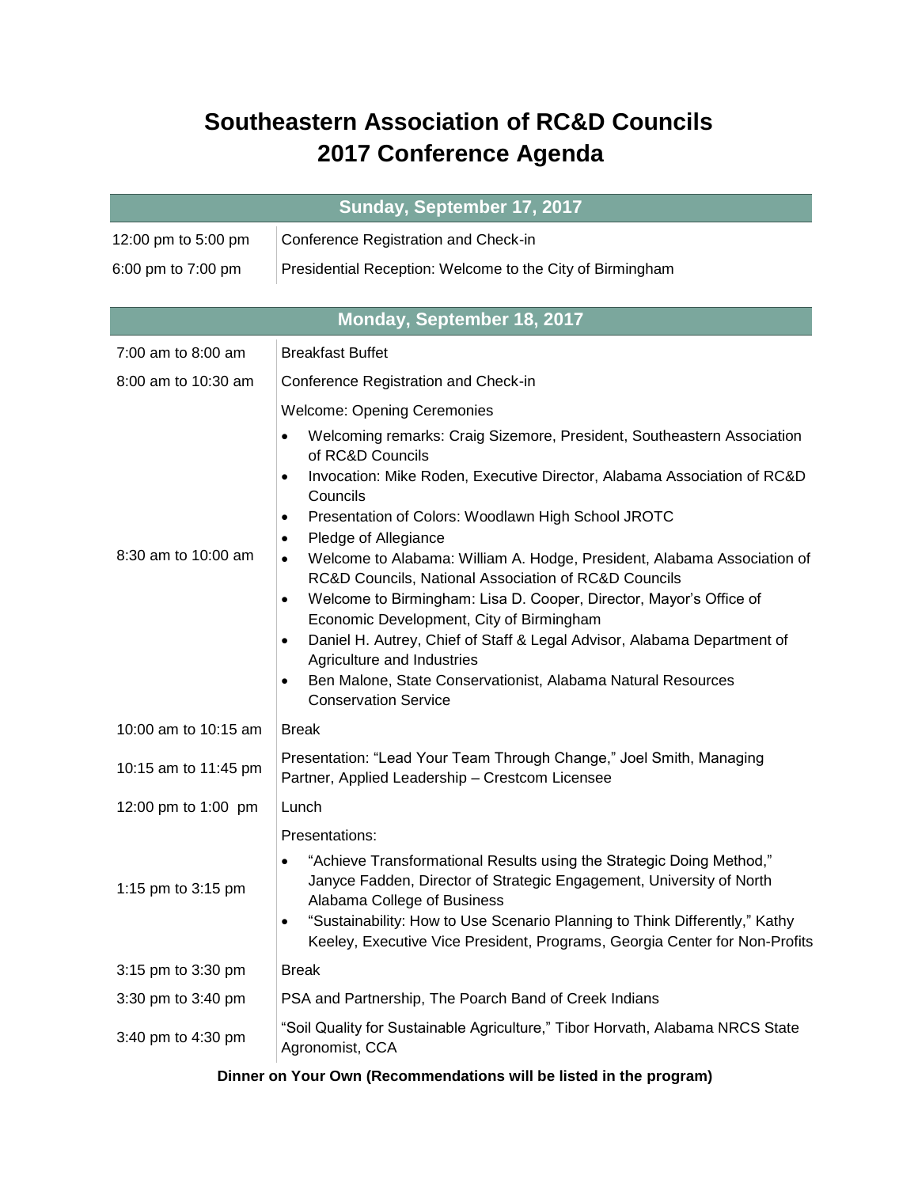# Southeastern Association of RC&D Councils 2017 Conference Agenda

| Sunday, September 17, 2017 | |
|---|---|
| 12:00 pm to 5:00 pm | Conference Registration and Check-in |
| 6:00 pm to 7:00 pm | Presidential Reception: Welcome to the City of Birmingham |

| Monday, September 18, 2017 | |
|---|---|
| 7:00 am to 8:00 am | Breakfast Buffet |
| 8:00 am to 10:30 am | Conference Registration and Check-in |
| 8:30 am to 10:00 am | Welcome: Opening Ceremonies<br>• Welcoming remarks: Craig Sizemore, President, Southeastern Association of RC&D Councils<br>• Invocation: Mike Roden, Executive Director, Alabama Association of RC&D Councils<br>• Presentation of Colors: Woodlawn High School JROTC<br>• Pledge of Allegiance<br>• Welcome to Alabama: William A. Hodge, President, Alabama Association of RC&D Councils, National Association of RC&D Councils<br>• Welcome to Birmingham: Lisa D. Cooper, Director, Mayor's Office of Economic Development, City of Birmingham<br>• Daniel H. Autrey, Chief of Staff & Legal Advisor, Alabama Department of Agriculture and Industries<br>• Ben Malone, State Conservationist, Alabama Natural Resources Conservation Service |
| 10:00 am to 10:15 am | Break |
| 10:15 am to 11:45 pm | Presentation: "Lead Your Team Through Change," Joel Smith, Managing Partner, Applied Leadership – Crestcom Licensee |
| 12:00 pm to 1:00 pm | Lunch |
| 1:15 pm to 3:15 pm | Presentations:<br>• "Achieve Transformational Results using the Strategic Doing Method," Janyce Fadden, Director of Strategic Engagement, University of North Alabama College of Business<br>• "Sustainability: How to Use Scenario Planning to Think Differently," Kathy Keeley, Executive Vice President, Programs, Georgia Center for Non-Profits |
| 3:15 pm to 3:30 pm | Break |
| 3:30 pm to 3:40 pm | PSA and Partnership, The Poarch Band of Creek Indians |
| 3:40 pm to 4:30 pm | "Soil Quality for Sustainable Agriculture," Tibor Horvath, Alabama NRCS State Agronomist, CCA |

**Dinner on Your Own (Recommendations will be listed in the program)**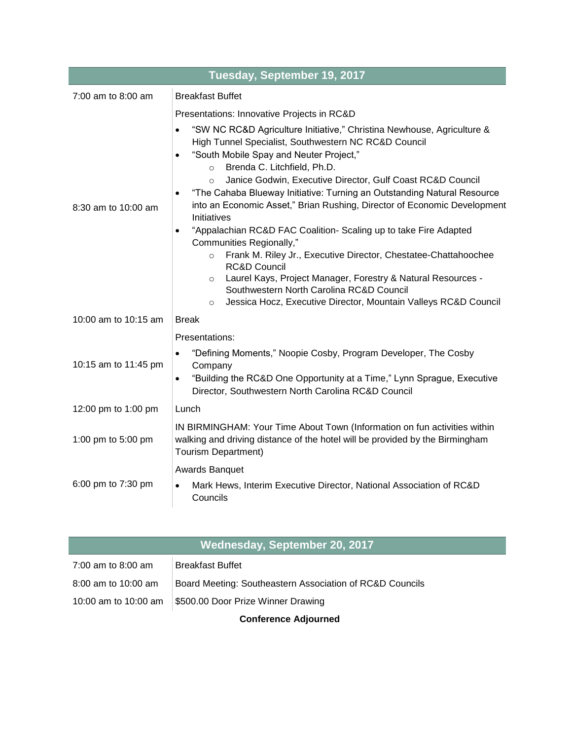## Tuesday, September 19, 2017

| | |
|---|---|
| 7:00 am to 8:00 am | Breakfast Buffet |
| 8:30 am to 10:00 am | Presentations: Innovative Projects in RC&D<br>• "SW NC RC&D Agriculture Initiative," Christina Newhouse, Agriculture & High Tunnel Specialist, Southwestern NC RC&D Council<br>• "South Mobile Spay and Neuter Project,"<br>　○ Brenda C. Litchfield, Ph.D.<br>　○ Janice Godwin, Executive Director, Gulf Coast RC&D Council<br>• "The Cahaba Blueway Initiative: Turning an Outstanding Natural Resource into an Economic Asset," Brian Rushing, Director of Economic Development Initiatives<br>• "Appalachian RC&D FAC Coalition- Scaling up to take Fire Adapted Communities Regionally,"<br>　○ Frank M. Riley Jr., Executive Director, Chestatee-Chattahoochee RC&D Council<br>　○ Laurel Kays, Project Manager, Forestry & Natural Resources - Southwestern North Carolina RC&D Council<br>　○ Jessica Hocz, Executive Director, Mountain Valleys RC&D Council |
| 10:00 am to 10:15 am | Break |
| 10:15 am to 11:45 pm | Presentations:<br>• "Defining Moments," Noopie Cosby, Program Developer, The Cosby Company<br>• "Building the RC&D One Opportunity at a Time," Lynn Sprague, Executive Director, Southwestern North Carolina RC&D Council |
| 12:00 pm to 1:00 pm | Lunch |
| 1:00 pm to 5:00 pm | IN BIRMINGHAM: Your Time About Town (Information on fun activities within walking and driving distance of the hotel will be provided by the Birmingham Tourism Department) |
| 6:00 pm to 7:30 pm | Awards Banquet<br>• Mark Hews, Interim Executive Director, National Association of RC&D Councils |

## Wednesday, September 20, 2017

| | |
|---|---|
| 7:00 am to 8:00 am | Breakfast Buffet |
| 8:00 am to 10:00 am | Board Meeting: Southeastern Association of RC&D Councils |
| 10:00 am to 10:00 am | $500.00 Door Prize Winner Drawing |

**Conference Adjourned**